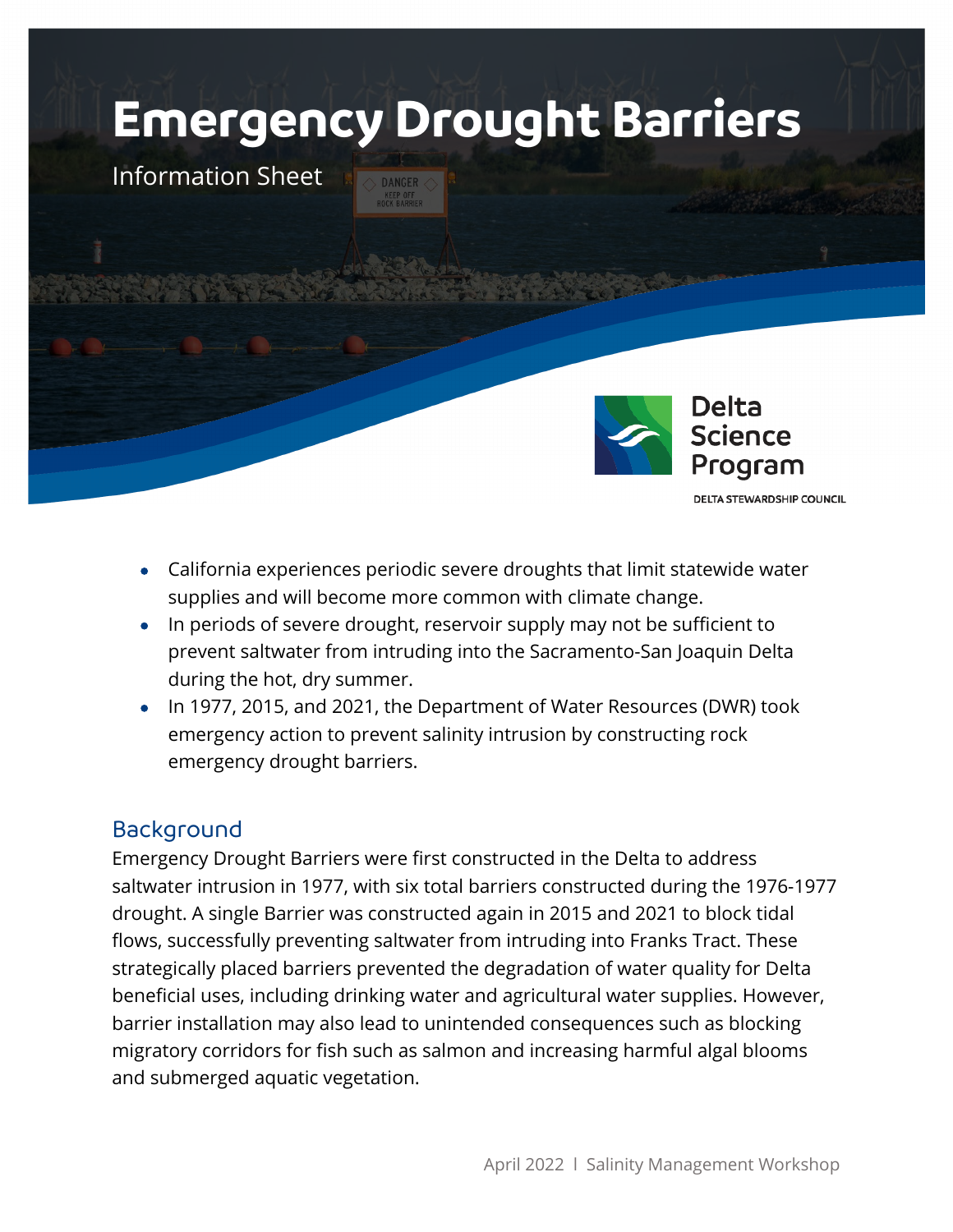# Emergency Drought Barriers

Information Sheet

Delta Science Program

DELTA STEWARDSHIP COUNCIL

- California experiences periodic severe droughts that limit statewide water supplies and will become more common with climate change.
- In periods of severe drought, reservoir supply may not be sufficient to prevent saltwater from intruding into the Sacramento-San Joaquin Delta during the hot, dry summer.
- In 1977, 2015, and 2021, the Department of Water Resources (DWR) took emergency action to prevent salinity intrusion by constructing rock emergency drought barriers.

## Background

Emergency Drought Barriers were first constructed in the Delta to address saltwater intrusion in 1977, with six total barriers constructed during the 1976-1977 drought. A single Barrier was constructed again in 2015 and 2021 to block tidal flows, successfully preventing saltwater from intruding into Franks Tract. These strategically placed barriers prevented the degradation of water quality for Delta beneficial uses, including drinking water and agricultural water supplies. However, barrier installation may also lead to unintended consequences such as blocking migratory corridors for fish such as salmon and increasing harmful algal blooms and submerged aquatic vegetation.

April 2022 l Salinity Management Workshop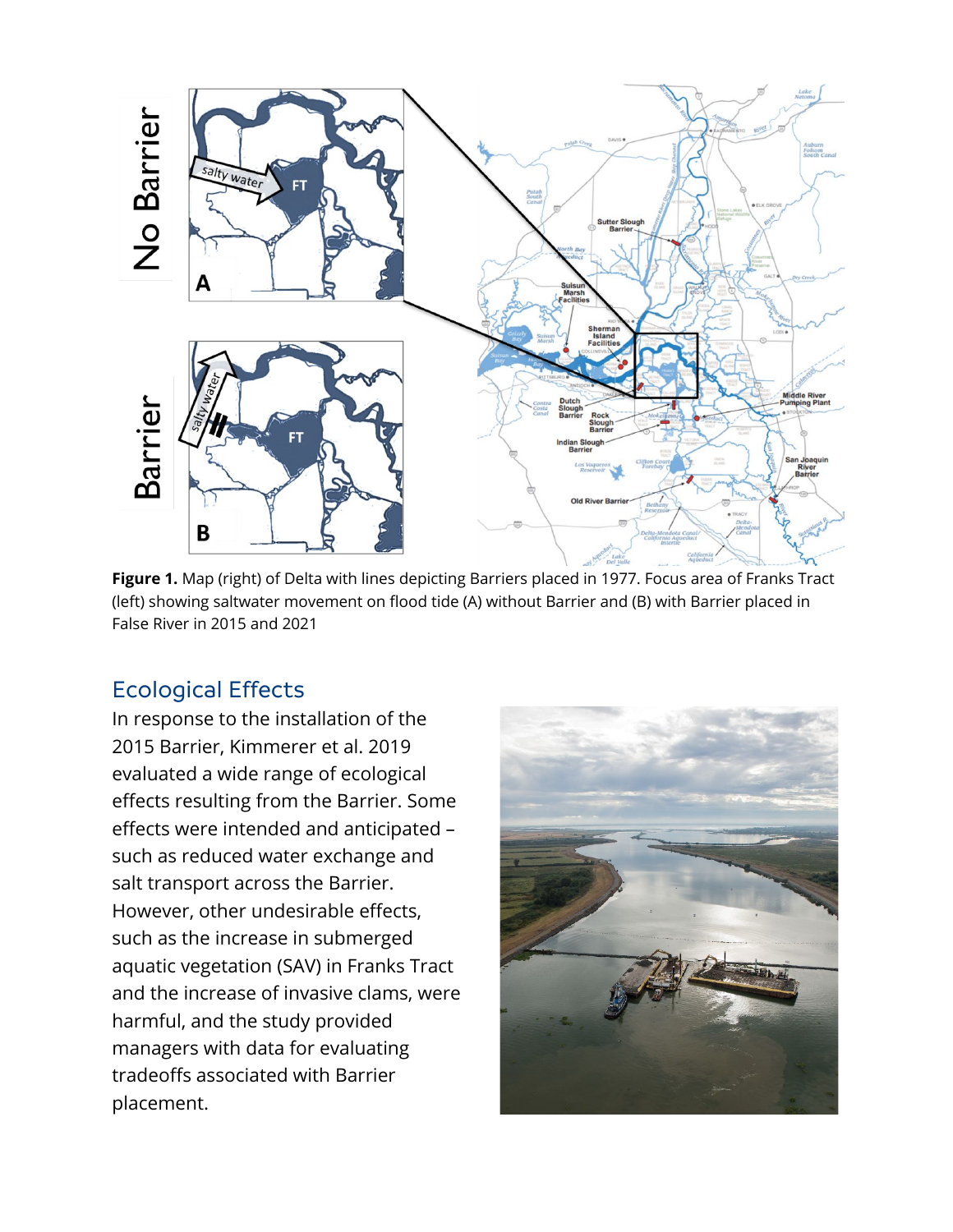**Figure 1.** Map (right) of Delta with lines depicting Barriers placed in 1977. Focus area of Franks Tract (left) showing saltwater movement on flood tide (A) without Barrier and (B) with Barrier placed in False River in 2015 and 2021

## Ecological Effects

In response to the installation of the 2015 Barrier, Kimmerer et al. 2019 evaluated a wide range of ecological effects resulting from the Barrier. Some effects were intended and anticipated – such as reduced water exchange and salt transport across the Barrier. However, other undesirable effects, such as the increase in submerged aquatic vegetation (SAV) in Franks Tract and the increase of invasive clams, were harmful, and the study provided managers with data for evaluating tradeoffs associated with Barrier placement.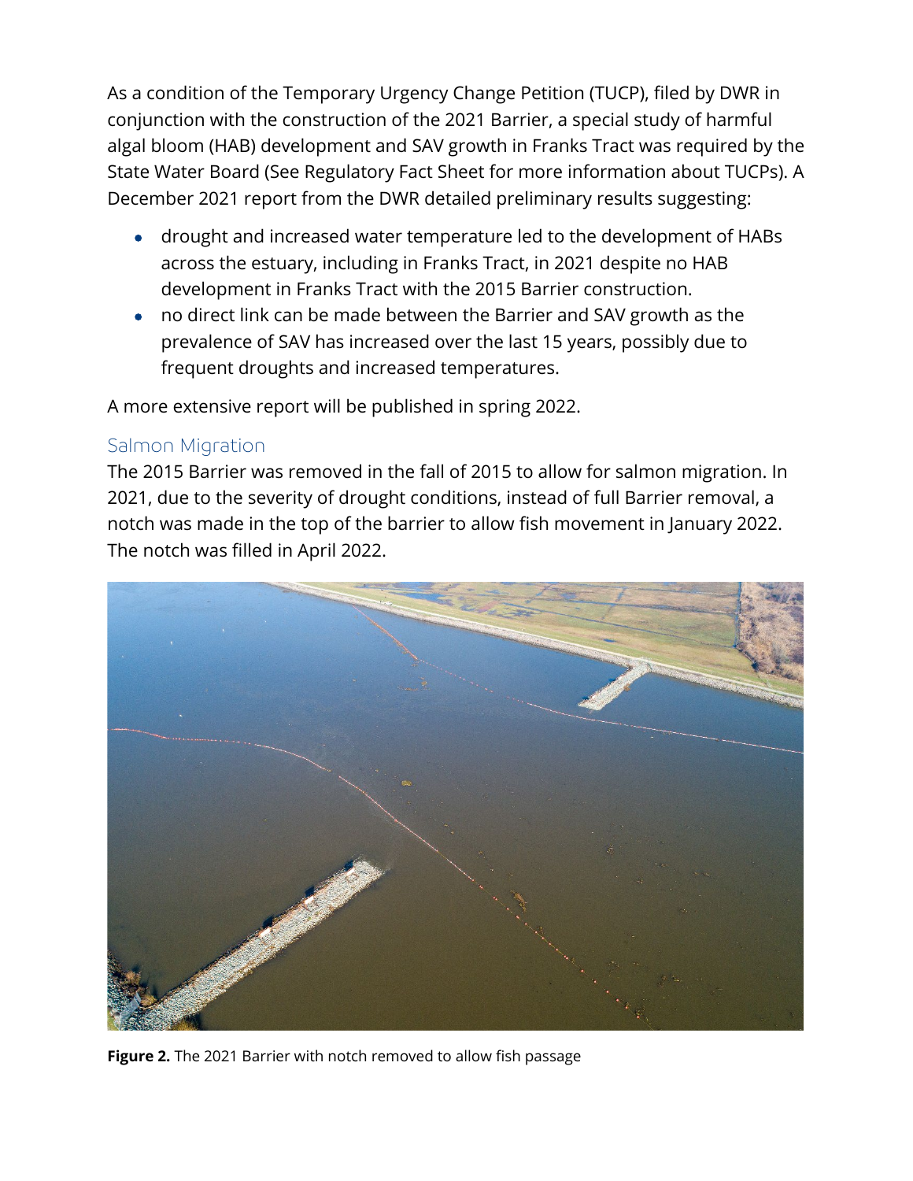As a condition of the Temporary Urgency Change Petition (TUCP), filed by DWR in conjunction with the construction of the 2021 Barrier, a special study of harmful algal bloom (HAB) development and SAV growth in Franks Tract was required by the State Water Board (See Regulatory Fact Sheet for more information about TUCPs). A December 2021 report from the DWR detailed preliminary results suggesting:

- drought and increased water temperature led to the development of HABs across the estuary, including in Franks Tract, in 2021 despite no HAB development in Franks Tract with the 2015 Barrier construction.
- no direct link can be made between the Barrier and SAV growth as the prevalence of SAV has increased over the last 15 years, possibly due to frequent droughts and increased temperatures.

A more extensive report will be published in spring 2022.

## Salmon Migration

The 2015 Barrier was removed in the fall of 2015 to allow for salmon migration. In 2021, due to the severity of drought conditions, instead of full Barrier removal, a notch was made in the top of the barrier to allow fish movement in January 2022. The notch was filled in April 2022.

**Figure 2.** The 2021 Barrier with notch removed to allow fish passage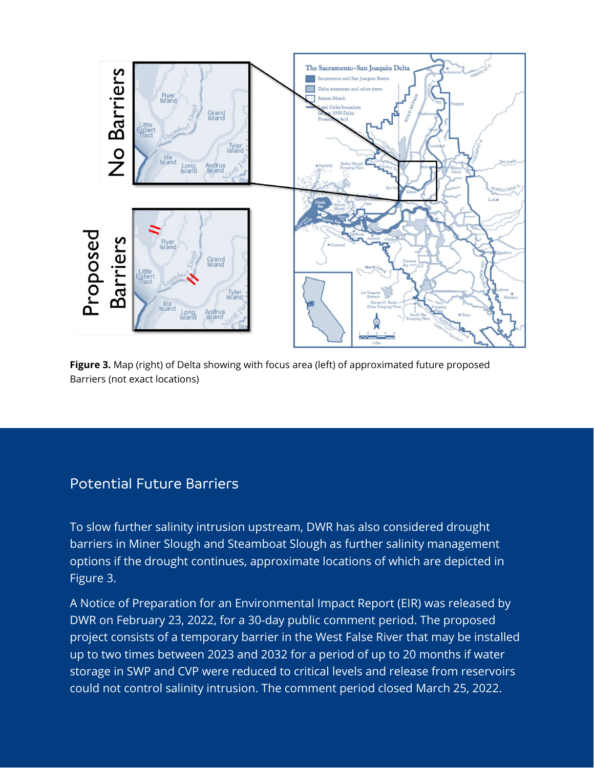**Figure 3.** Map (right) of Delta showing with focus area (left) of approximated future proposed Barriers (not exact locations)

## Potential Future Barriers

To slow further salinity intrusion upstream, DWR has also considered drought barriers in Miner Slough and Steamboat Slough as further salinity management options if the drought continues, approximate locations of which are depicted in Figure 3.

A Notice of Preparation for an Environmental Impact Report (EIR) was released by DWR on February 23, 2022, for a 30-day public comment period. The proposed project consists of a temporary barrier in the West False River that may be installed up to two times between 2023 and 2032 for a period of up to 20 months if water storage in SWP and CVP were reduced to critical levels and release from reservoirs could not control salinity intrusion. The comment period closed March 25, 2022.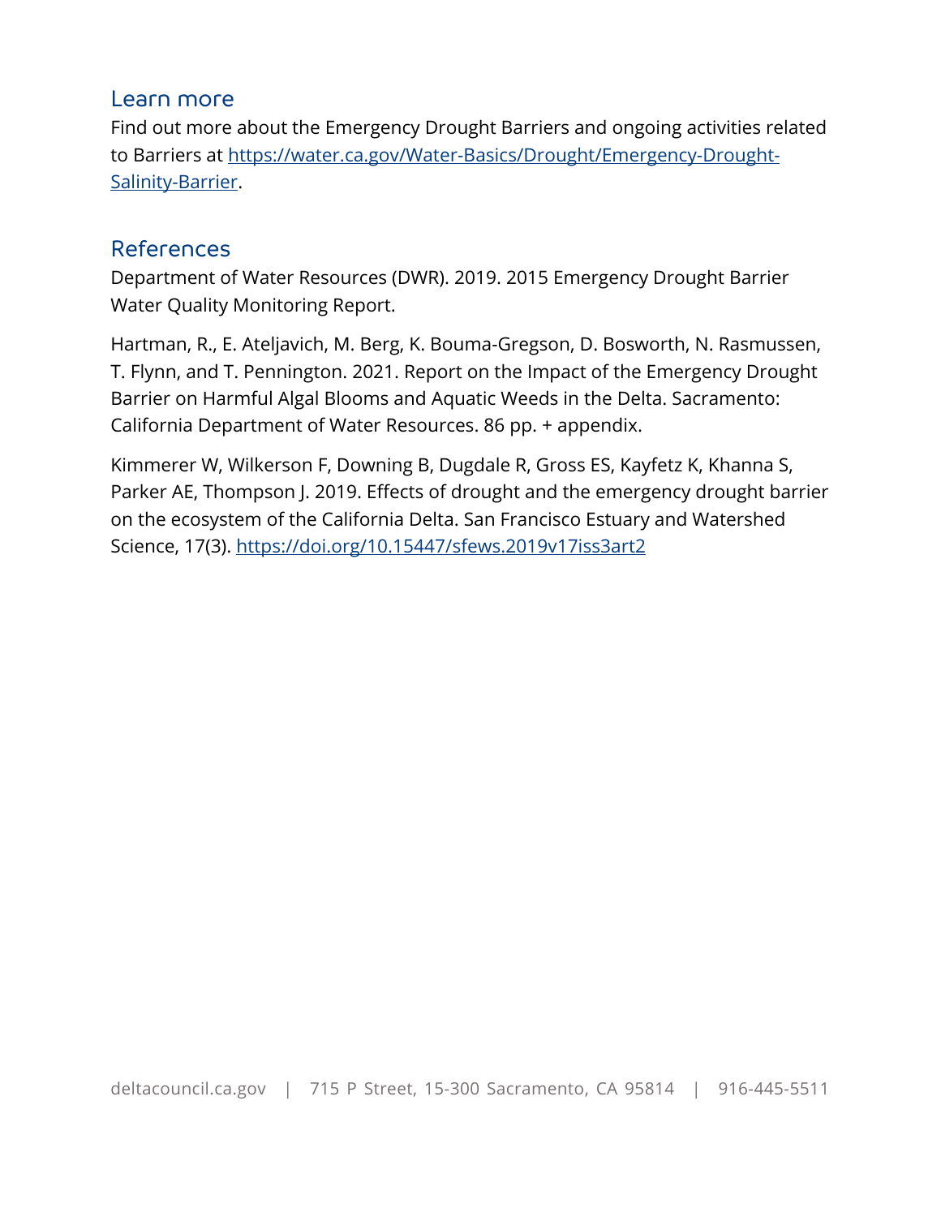## Learn more

Find out more about the Emergency Drought Barriers and ongoing activities related to Barriers at [https://water.ca.gov/Water-Basics/Drought/Emergency-Drought-Salinity-Barrier](https://water.ca.gov/Water-Basics/Drought/Emergency-Drought-Salinity-Barrier).

## References

Department of Water Resources (DWR). 2019. 2015 Emergency Drought Barrier Water Quality Monitoring Report.

Hartman, R., E. Ateljavich, M. Berg, K. Bouma-Gregson, D. Bosworth, N. Rasmussen, T. Flynn, and T. Pennington. 2021. Report on the Impact of the Emergency Drought Barrier on Harmful Algal Blooms and Aquatic Weeds in the Delta. Sacramento: California Department of Water Resources. 86 pp. + appendix.

Kimmerer W, Wilkerson F, Downing B, Dugdale R, Gross ES, Kayfetz K, Khanna S, Parker AE, Thompson J. 2019. Effects of drought and the emergency drought barrier on the ecosystem of the California Delta. San Francisco Estuary and Watershed Science, 17(3). [https://doi.org/10.15447/sfews.2019v17iss3art2](https://doi.org/10.15447/sfews.2019v17iss3art2)